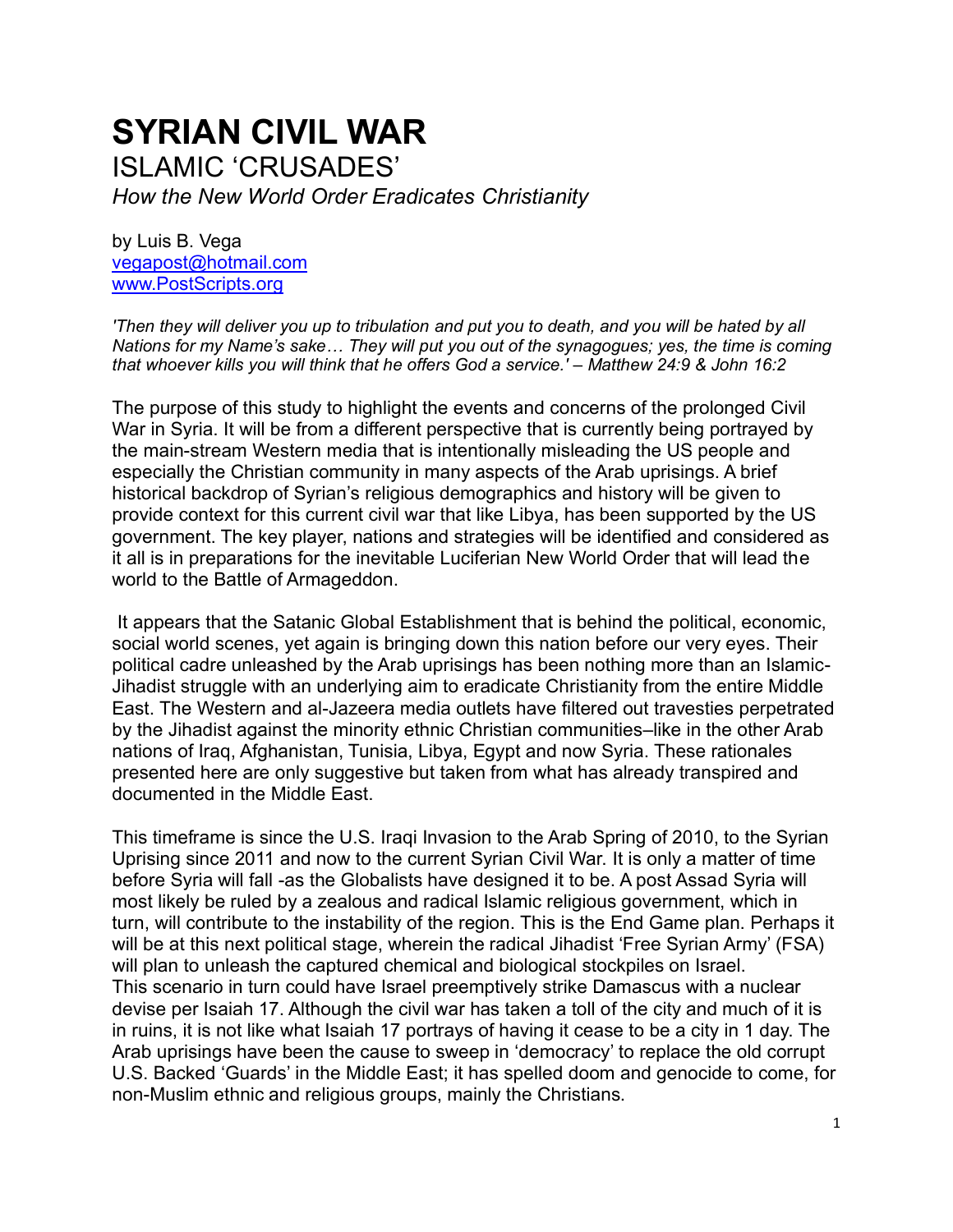# SYRIAN CIVIL WAR

ISLAMIC 'CRUSADES'

*How the New World Order Eradicates Christianity*

by Luis B. Vega
vegapost@hotmail.com
www.PostScripts.org

*'Then they will deliver you up to tribulation and put you to death, and you will be hated by all Nations for my Name's sake… They will put you out of the synagogues; yes, the time is coming that whoever kills you will think that he offers God a service.' – Matthew 24:9 & John 16:2*

The purpose of this study to highlight the events and concerns of the prolonged Civil War in Syria. It will be from a different perspective that is currently being portrayed by the main-stream Western media that is intentionally misleading the US people and especially the Christian community in many aspects of the Arab uprisings. A brief historical backdrop of Syrian's religious demographics and history will be given to provide context for this current civil war that like Libya, has been supported by the US government. The key player, nations and strategies will be identified and considered as it all is in preparations for the inevitable Luciferian New World Order that will lead the world to the Battle of Armageddon.

It appears that the Satanic Global Establishment that is behind the political, economic, social world scenes, yet again is bringing down this nation before our very eyes. Their political cadre unleashed by the Arab uprisings has been nothing more than an Islamic-Jihadist struggle with an underlying aim to eradicate Christianity from the entire Middle East. The Western and al-Jazeera media outlets have filtered out travesties perpetrated by the Jihadist against the minority ethnic Christian communities–like in the other Arab nations of Iraq, Afghanistan, Tunisia, Libya, Egypt and now Syria. These rationales presented here are only suggestive but taken from what has already transpired and documented in the Middle East.

This timeframe is since the U.S. Iraqi Invasion to the Arab Spring of 2010, to the Syrian Uprising since 2011 and now to the current Syrian Civil War. It is only a matter of time before Syria will fall -as the Globalists have designed it to be. A post Assad Syria will most likely be ruled by a zealous and radical Islamic religious government, which in turn, will contribute to the instability of the region. This is the End Game plan. Perhaps it will be at this next political stage, wherein the radical Jihadist 'Free Syrian Army' (FSA) will plan to unleash the captured chemical and biological stockpiles on Israel. This scenario in turn could have Israel preemptively strike Damascus with a nuclear devise per Isaiah 17. Although the civil war has taken a toll of the city and much of it is in ruins, it is not like what Isaiah 17 portrays of having it cease to be a city in 1 day. The Arab uprisings have been the cause to sweep in 'democracy' to replace the old corrupt U.S. Backed 'Guards' in the Middle East; it has spelled doom and genocide to come, for non-Muslim ethnic and religious groups, mainly the Christians.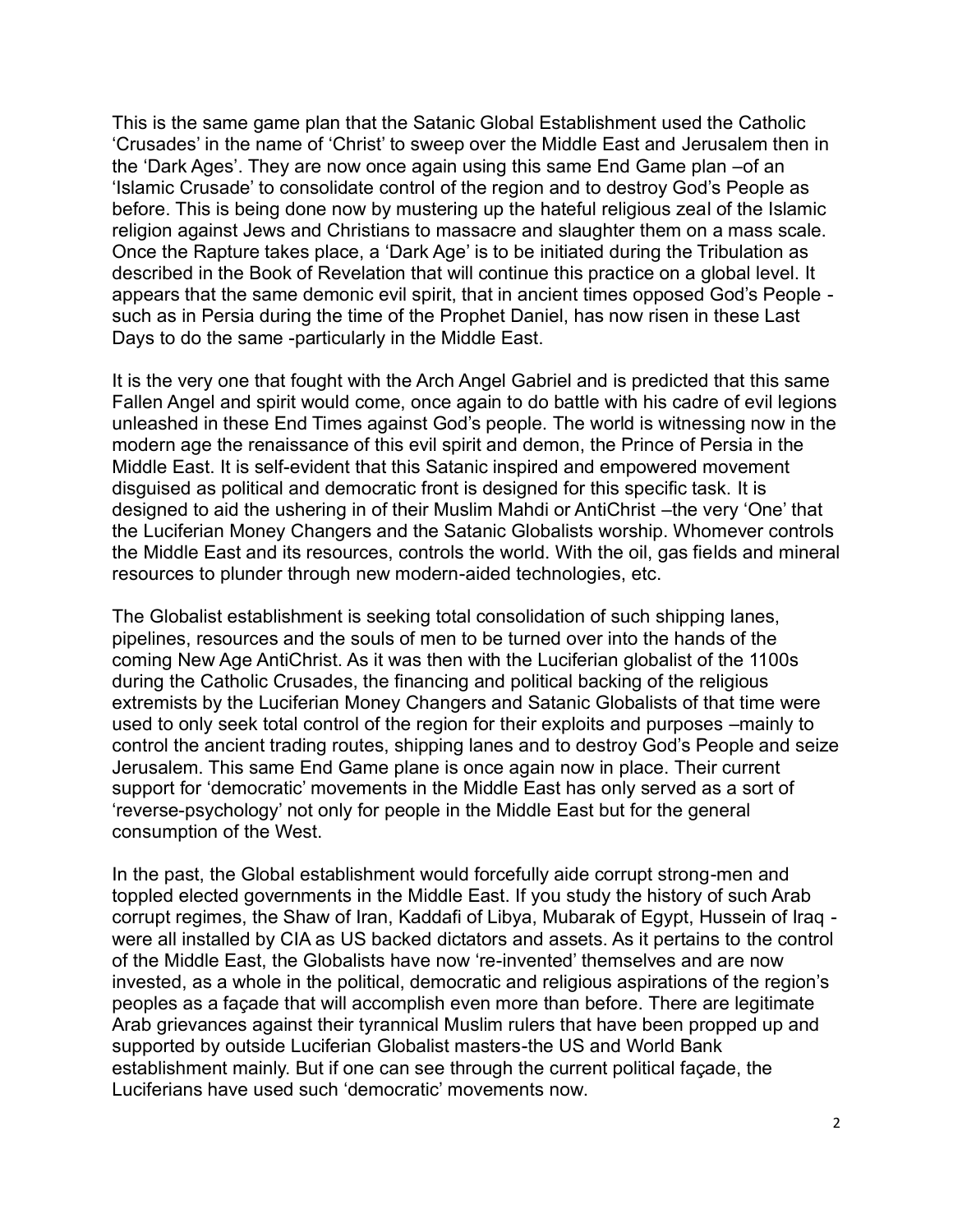This is the same game plan that the Satanic Global Establishment used the Catholic 'Crusades' in the name of 'Christ' to sweep over the Middle East and Jerusalem then in the 'Dark Ages'. They are now once again using this same End Game plan –of an 'Islamic Crusade' to consolidate control of the region and to destroy God's People as before. This is being done now by mustering up the hateful religious zeal of the Islamic religion against Jews and Christians to massacre and slaughter them on a mass scale. Once the Rapture takes place, a 'Dark Age' is to be initiated during the Tribulation as described in the Book of Revelation that will continue this practice on a global level. It appears that the same demonic evil spirit, that in ancient times opposed God's People - such as in Persia during the time of the Prophet Daniel, has now risen in these Last Days to do the same -particularly in the Middle East.

It is the very one that fought with the Arch Angel Gabriel and is predicted that this same Fallen Angel and spirit would come, once again to do battle with his cadre of evil legions unleashed in these End Times against God's people. The world is witnessing now in the modern age the renaissance of this evil spirit and demon, the Prince of Persia in the Middle East. It is self-evident that this Satanic inspired and empowered movement disguised as political and democratic front is designed for this specific task. It is designed to aid the ushering in of their Muslim Mahdi or AntiChrist –the very 'One' that the Luciferian Money Changers and the Satanic Globalists worship. Whomever controls the Middle East and its resources, controls the world. With the oil, gas fields and mineral resources to plunder through new modern-aided technologies, etc.

The Globalist establishment is seeking total consolidation of such shipping lanes, pipelines, resources and the souls of men to be turned over into the hands of the coming New Age AntiChrist. As it was then with the Luciferian globalist of the 1100s during the Catholic Crusades, the financing and political backing of the religious extremists by the Luciferian Money Changers and Satanic Globalists of that time were used to only seek total control of the region for their exploits and purposes –mainly to control the ancient trading routes, shipping lanes and to destroy God's People and seize Jerusalem. This same End Game plane is once again now in place. Their current support for 'democratic' movements in the Middle East has only served as a sort of 'reverse-psychology' not only for people in the Middle East but for the general consumption of the West.

In the past, the Global establishment would forcefully aide corrupt strong-men and toppled elected governments in the Middle East. If you study the history of such Arab corrupt regimes, the Shaw of Iran, Kaddafi of Libya, Mubarak of Egypt, Hussein of Iraq - were all installed by CIA as US backed dictators and assets. As it pertains to the control of the Middle East, the Globalists have now 're-invented' themselves and are now invested, as a whole in the political, democratic and religious aspirations of the region's peoples as a façade that will accomplish even more than before. There are legitimate Arab grievances against their tyrannical Muslim rulers that have been propped up and supported by outside Luciferian Globalist masters-the US and World Bank establishment mainly. But if one can see through the current political façade, the Luciferians have used such 'democratic' movements now.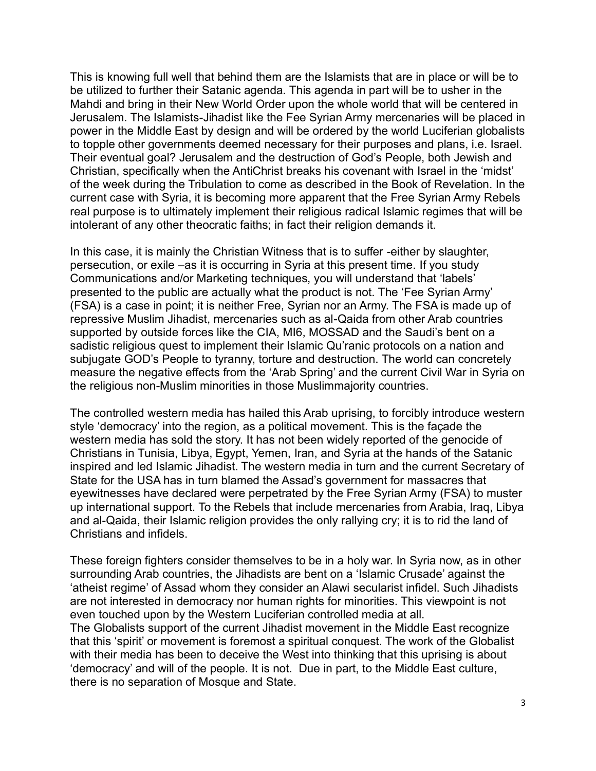This is knowing full well that behind them are the Islamists that are in place or will be to be utilized to further their Satanic agenda. This agenda in part will be to usher in the Mahdi and bring in their New World Order upon the whole world that will be centered in Jerusalem. The Islamists-Jihadist like the Fee Syrian Army mercenaries will be placed in power in the Middle East by design and will be ordered by the world Luciferian globalists to topple other governments deemed necessary for their purposes and plans, i.e. Israel. Their eventual goal? Jerusalem and the destruction of God's People, both Jewish and Christian, specifically when the AntiChrist breaks his covenant with Israel in the 'midst' of the week during the Tribulation to come as described in the Book of Revelation. In the current case with Syria, it is becoming more apparent that the Free Syrian Army Rebels real purpose is to ultimately implement their religious radical Islamic regimes that will be intolerant of any other theocratic faiths; in fact their religion demands it.

In this case, it is mainly the Christian Witness that is to suffer -either by slaughter, persecution, or exile –as it is occurring in Syria at this present time. If you study Communications and/or Marketing techniques, you will understand that 'labels' presented to the public are actually what the product is not. The 'Fee Syrian Army' (FSA) is a case in point; it is neither Free, Syrian nor an Army. The FSA is made up of repressive Muslim Jihadist, mercenaries such as al-Qaida from other Arab countries supported by outside forces like the CIA, MI6, MOSSAD and the Saudi's bent on a sadistic religious quest to implement their Islamic Qu'ranic protocols on a nation and subjugate GOD's People to tyranny, torture and destruction. The world can concretely measure the negative effects from the 'Arab Spring' and the current Civil War in Syria on the religious non-Muslim minorities in those Muslimmajority countries.

The controlled western media has hailed this Arab uprising, to forcibly introduce western style 'democracy' into the region, as a political movement. This is the façade the western media has sold the story. It has not been widely reported of the genocide of Christians in Tunisia, Libya, Egypt, Yemen, Iran, and Syria at the hands of the Satanic inspired and led Islamic Jihadist. The western media in turn and the current Secretary of State for the USA has in turn blamed the Assad's government for massacres that eyewitnesses have declared were perpetrated by the Free Syrian Army (FSA) to muster up international support. To the Rebels that include mercenaries from Arabia, Iraq, Libya and al-Qaida, their Islamic religion provides the only rallying cry; it is to rid the land of Christians and infidels.

These foreign fighters consider themselves to be in a holy war. In Syria now, as in other surrounding Arab countries, the Jihadists are bent on a 'Islamic Crusade' against the 'atheist regime' of Assad whom they consider an Alawi secularist infidel. Such Jihadists are not interested in democracy nor human rights for minorities. This viewpoint is not even touched upon by the Western Luciferian controlled media at all.
The Globalists support of the current Jihadist movement in the Middle East recognize that this 'spirit' or movement is foremost a spiritual conquest. The work of the Globalist with their media has been to deceive the West into thinking that this uprising is about 'democracy' and will of the people. It is not. Due in part, to the Middle East culture, there is no separation of Mosque and State.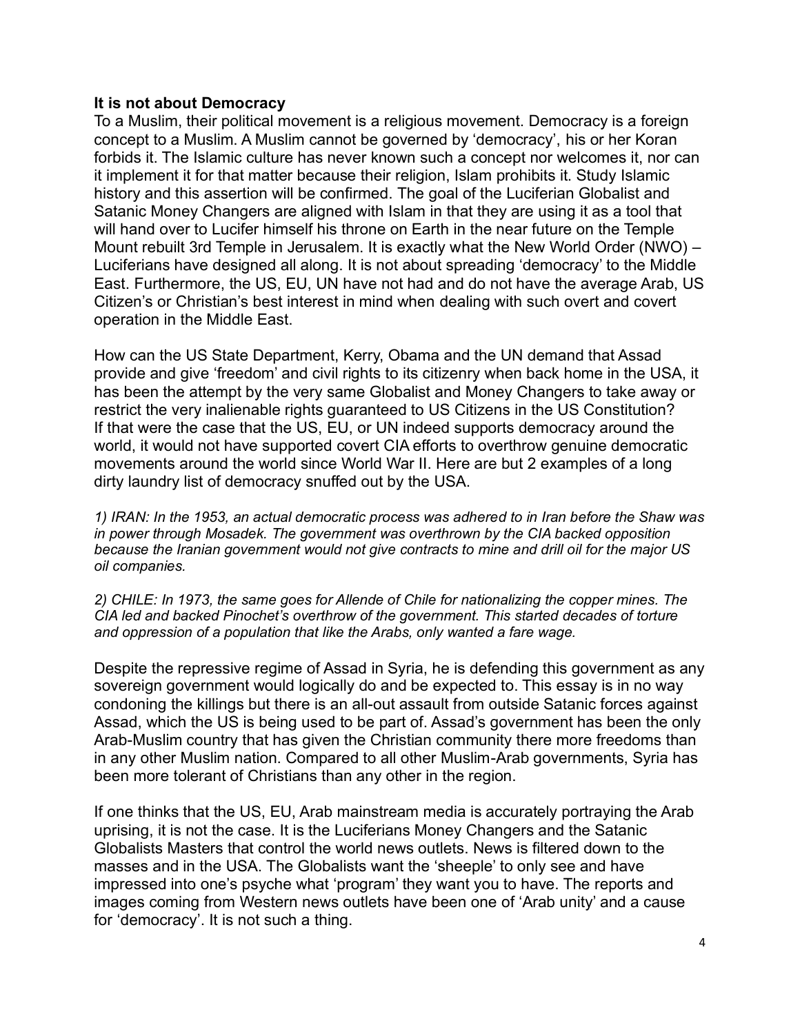**It is not about Democracy**
To a Muslim, their political movement is a religious movement. Democracy is a foreign concept to a Muslim. A Muslim cannot be governed by 'democracy', his or her Koran forbids it. The Islamic culture has never known such a concept nor welcomes it, nor can it implement it for that matter because their religion, Islam prohibits it. Study Islamic history and this assertion will be confirmed. The goal of the Luciferian Globalist and Satanic Money Changers are aligned with Islam in that they are using it as a tool that will hand over to Lucifer himself his throne on Earth in the near future on the Temple Mount rebuilt 3rd Temple in Jerusalem. It is exactly what the New World Order (NWO) – Luciferians have designed all along. It is not about spreading 'democracy' to the Middle East. Furthermore, the US, EU, UN have not had and do not have the average Arab, US Citizen's or Christian's best interest in mind when dealing with such overt and covert operation in the Middle East.

How can the US State Department, Kerry, Obama and the UN demand that Assad provide and give 'freedom' and civil rights to its citizenry when back home in the USA, it has been the attempt by the very same Globalist and Money Changers to take away or restrict the very inalienable rights guaranteed to US Citizens in the US Constitution? If that were the case that the US, EU, or UN indeed supports democracy around the world, it would not have supported covert CIA efforts to overthrow genuine democratic movements around the world since World War II. Here are but 2 examples of a long dirty laundry list of democracy snuffed out by the USA.

*1) IRAN: In the 1953, an actual democratic process was adhered to in Iran before the Shaw was in power through Mosadek. The government was overthrown by the CIA backed opposition because the Iranian government would not give contracts to mine and drill oil for the major US oil companies.*

*2) CHILE: In 1973, the same goes for Allende of Chile for nationalizing the copper mines. The CIA led and backed Pinochet's overthrow of the government. This started decades of torture and oppression of a population that like the Arabs, only wanted a fare wage.*

Despite the repressive regime of Assad in Syria, he is defending this government as any sovereign government would logically do and be expected to. This essay is in no way condoning the killings but there is an all-out assault from outside Satanic forces against Assad, which the US is being used to be part of. Assad's government has been the only Arab-Muslim country that has given the Christian community there more freedoms than in any other Muslim nation. Compared to all other Muslim-Arab governments, Syria has been more tolerant of Christians than any other in the region.

If one thinks that the US, EU, Arab mainstream media is accurately portraying the Arab uprising, it is not the case. It is the Luciferians Money Changers and the Satanic Globalists Masters that control the world news outlets. News is filtered down to the masses and in the USA. The Globalists want the 'sheeple' to only see and have impressed into one's psyche what 'program' they want you to have. The reports and images coming from Western news outlets have been one of 'Arab unity' and a cause for 'democracy'. It is not such a thing.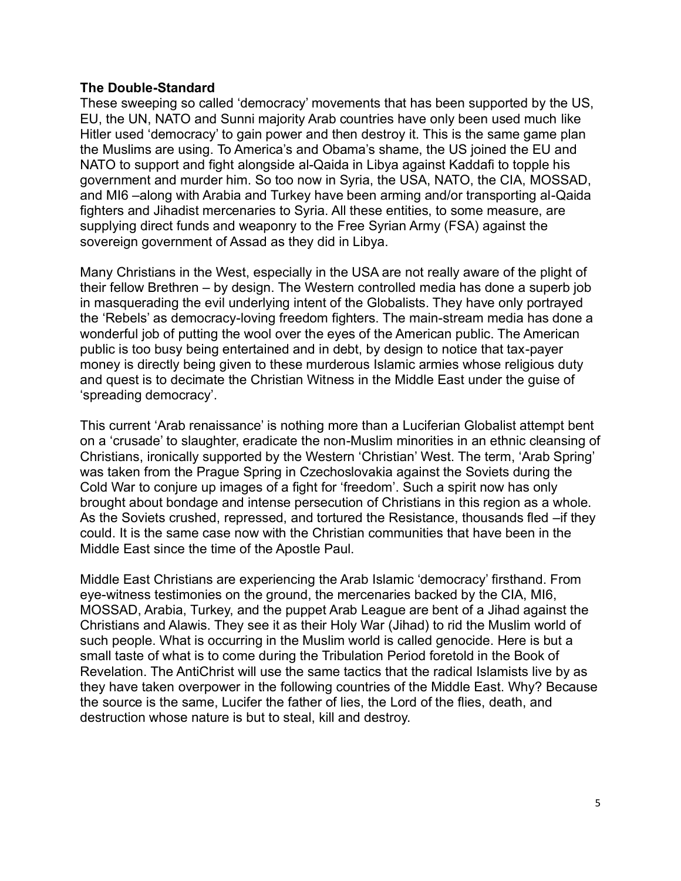**The Double-Standard**

These sweeping so called 'democracy' movements that has been supported by the US, EU, the UN, NATO and Sunni majority Arab countries have only been used much like Hitler used 'democracy' to gain power and then destroy it. This is the same game plan the Muslims are using. To America's and Obama's shame, the US joined the EU and NATO to support and fight alongside al-Qaida in Libya against Kaddafi to topple his government and murder him. So too now in Syria, the USA, NATO, the CIA, MOSSAD, and MI6 –along with Arabia and Turkey have been arming and/or transporting al-Qaida fighters and Jihadist mercenaries to Syria. All these entities, to some measure, are supplying direct funds and weaponry to the Free Syrian Army (FSA) against the sovereign government of Assad as they did in Libya.

Many Christians in the West, especially in the USA are not really aware of the plight of their fellow Brethren – by design. The Western controlled media has done a superb job in masquerading the evil underlying intent of the Globalists. They have only portrayed the 'Rebels' as democracy-loving freedom fighters. The main-stream media has done a wonderful job of putting the wool over the eyes of the American public. The American public is too busy being entertained and in debt, by design to notice that tax-payer money is directly being given to these murderous Islamic armies whose religious duty and quest is to decimate the Christian Witness in the Middle East under the guise of 'spreading democracy'.

This current 'Arab renaissance' is nothing more than a Luciferian Globalist attempt bent on a 'crusade' to slaughter, eradicate the non-Muslim minorities in an ethnic cleansing of Christians, ironically supported by the Western 'Christian' West. The term, 'Arab Spring' was taken from the Prague Spring in Czechoslovakia against the Soviets during the Cold War to conjure up images of a fight for 'freedom'. Such a spirit now has only brought about bondage and intense persecution of Christians in this region as a whole. As the Soviets crushed, repressed, and tortured the Resistance, thousands fled –if they could. It is the same case now with the Christian communities that have been in the Middle East since the time of the Apostle Paul.

Middle East Christians are experiencing the Arab Islamic 'democracy' firsthand. From eye-witness testimonies on the ground, the mercenaries backed by the CIA, MI6, MOSSAD, Arabia, Turkey, and the puppet Arab League are bent of a Jihad against the Christians and Alawis. They see it as their Holy War (Jihad) to rid the Muslim world of such people. What is occurring in the Muslim world is called genocide. Here is but a small taste of what is to come during the Tribulation Period foretold in the Book of Revelation. The AntiChrist will use the same tactics that the radical Islamists live by as they have taken overpower in the following countries of the Middle East. Why? Because the source is the same, Lucifer the father of lies, the Lord of the flies, death, and destruction whose nature is but to steal, kill and destroy.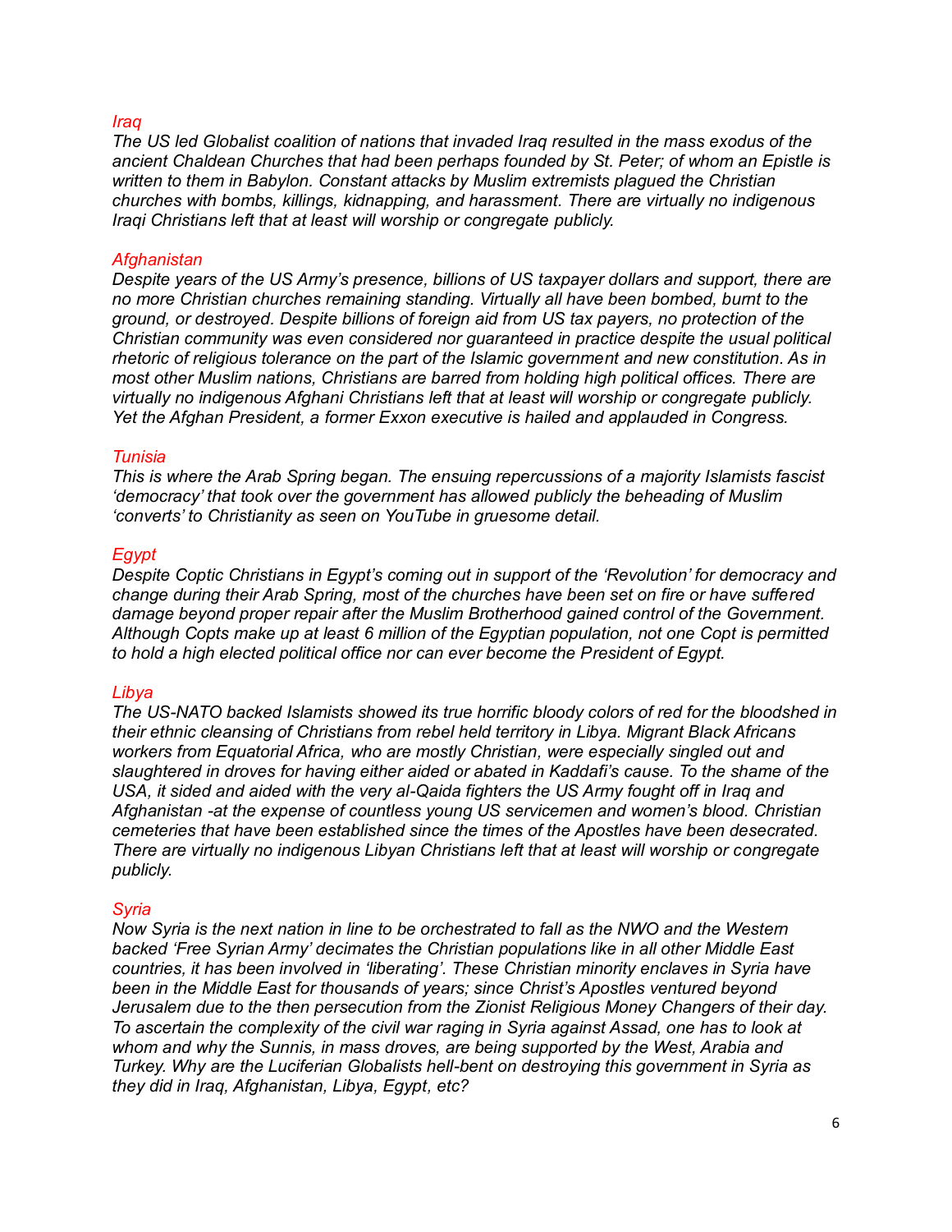*Iraq*
*The US led Globalist coalition of nations that invaded Iraq resulted in the mass exodus of the ancient Chaldean Churches that had been perhaps founded by St. Peter; of whom an Epistle is written to them in Babylon. Constant attacks by Muslim extremists plagued the Christian churches with bombs, killings, kidnapping, and harassment. There are virtually no indigenous Iraqi Christians left that at least will worship or congregate publicly.*

*Afghanistan*
*Despite years of the US Army's presence, billions of US taxpayer dollars and support, there are no more Christian churches remaining standing. Virtually all have been bombed, burnt to the ground, or destroyed. Despite billions of foreign aid from US tax payers, no protection of the Christian community was even considered nor guaranteed in practice despite the usual political rhetoric of religious tolerance on the part of the Islamic government and new constitution. As in most other Muslim nations, Christians are barred from holding high political offices. There are virtually no indigenous Afghani Christians left that at least will worship or congregate publicly. Yet the Afghan President, a former Exxon executive is hailed and applauded in Congress.*

*Tunisia*
*This is where the Arab Spring began. The ensuing repercussions of a majority Islamists fascist 'democracy' that took over the government has allowed publicly the beheading of Muslim 'converts' to Christianity as seen on YouTube in gruesome detail.*

*Egypt*
*Despite Coptic Christians in Egypt's coming out in support of the 'Revolution' for democracy and change during their Arab Spring, most of the churches have been set on fire or have suffered damage beyond proper repair after the Muslim Brotherhood gained control of the Government. Although Copts make up at least 6 million of the Egyptian population, not one Copt is permitted to hold a high elected political office nor can ever become the President of Egypt.*

*Libya*
*The US-NATO backed Islamists showed its true horrific bloody colors of red for the bloodshed in their ethnic cleansing of Christians from rebel held territory in Libya. Migrant Black Africans workers from Equatorial Africa, who are mostly Christian, were especially singled out and slaughtered in droves for having either aided or abated in Kaddafi's cause. To the shame of the USA, it sided and aided with the very al-Qaida fighters the US Army fought off in Iraq and Afghanistan -at the expense of countless young US servicemen and women's blood. Christian cemeteries that have been established since the times of the Apostles have been desecrated. There are virtually no indigenous Libyan Christians left that at least will worship or congregate publicly.*

*Syria*
*Now Syria is the next nation in line to be orchestrated to fall as the NWO and the Western backed 'Free Syrian Army' decimates the Christian populations like in all other Middle East countries, it has been involved in 'liberating'. These Christian minority enclaves in Syria have been in the Middle East for thousands of years; since Christ's Apostles ventured beyond Jerusalem due to the then persecution from the Zionist Religious Money Changers of their day. To ascertain the complexity of the civil war raging in Syria against Assad, one has to look at whom and why the Sunnis, in mass droves, are being supported by the West, Arabia and Turkey. Why are the Luciferian Globalists hell-bent on destroying this government in Syria as they did in Iraq, Afghanistan, Libya, Egypt, etc?*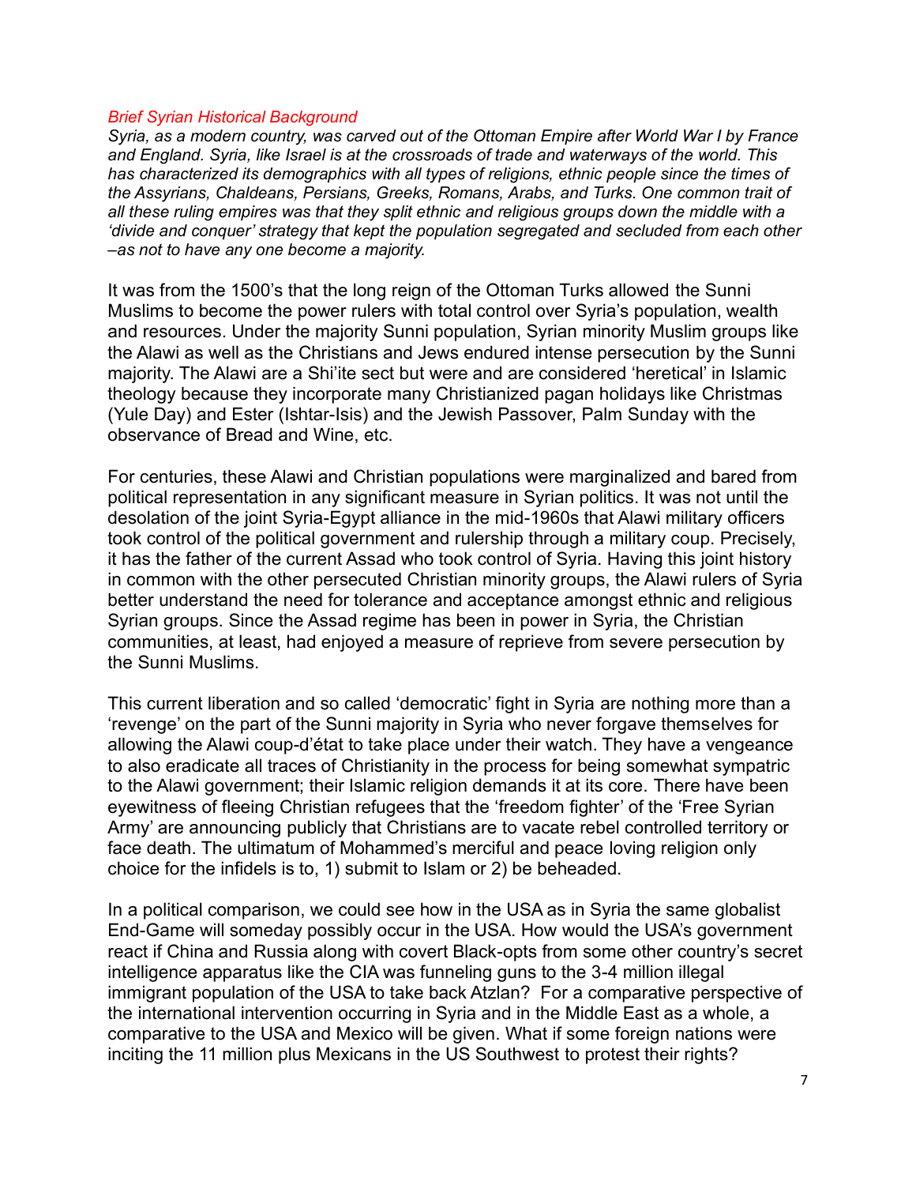*Brief Syrian Historical Background*

*Syria, as a modern country, was carved out of the Ottoman Empire after World War I by France and England. Syria, like Israel is at the crossroads of trade and waterways of the world. This has characterized its demographics with all types of religions, ethnic people since the times of the Assyrians, Chaldeans, Persians, Greeks, Romans, Arabs, and Turks. One common trait of all these ruling empires was that they split ethnic and religious groups down the middle with a 'divide and conquer' strategy that kept the population segregated and secluded from each other –as not to have any one become a majority.*

It was from the 1500's that the long reign of the Ottoman Turks allowed the Sunni Muslims to become the power rulers with total control over Syria's population, wealth and resources. Under the majority Sunni population, Syrian minority Muslim groups like the Alawi as well as the Christians and Jews endured intense persecution by the Sunni majority. The Alawi are a Shi'ite sect but were and are considered 'heretical' in Islamic theology because they incorporate many Christianized pagan holidays like Christmas (Yule Day) and Ester (Ishtar-Isis) and the Jewish Passover, Palm Sunday with the observance of Bread and Wine, etc.

For centuries, these Alawi and Christian populations were marginalized and bared from political representation in any significant measure in Syrian politics. It was not until the desolation of the joint Syria-Egypt alliance in the mid-1960s that Alawi military officers took control of the political government and rulership through a military coup. Precisely, it has the father of the current Assad who took control of Syria. Having this joint history in common with the other persecuted Christian minority groups, the Alawi rulers of Syria better understand the need for tolerance and acceptance amongst ethnic and religious Syrian groups. Since the Assad regime has been in power in Syria, the Christian communities, at least, had enjoyed a measure of reprieve from severe persecution by the Sunni Muslims.

This current liberation and so called 'democratic' fight in Syria are nothing more than a 'revenge' on the part of the Sunni majority in Syria who never forgave themselves for allowing the Alawi coup-d'état to take place under their watch. They have a vengeance to also eradicate all traces of Christianity in the process for being somewhat sympatric to the Alawi government; their Islamic religion demands it at its core. There have been eyewitness of fleeing Christian refugees that the 'freedom fighter' of the 'Free Syrian Army' are announcing publicly that Christians are to vacate rebel controlled territory or face death. The ultimatum of Mohammed's merciful and peace loving religion only choice for the infidels is to, 1) submit to Islam or 2) be beheaded.

In a political comparison, we could see how in the USA as in Syria the same globalist End-Game will someday possibly occur in the USA. How would the USA's government react if China and Russia along with covert Black-opts from some other country's secret intelligence apparatus like the CIA was funneling guns to the 3-4 million illegal immigrant population of the USA to take back Atzlan? For a comparative perspective of the international intervention occurring in Syria and in the Middle East as a whole, a comparative to the USA and Mexico will be given. What if some foreign nations were inciting the 11 million plus Mexicans in the US Southwest to protest their rights?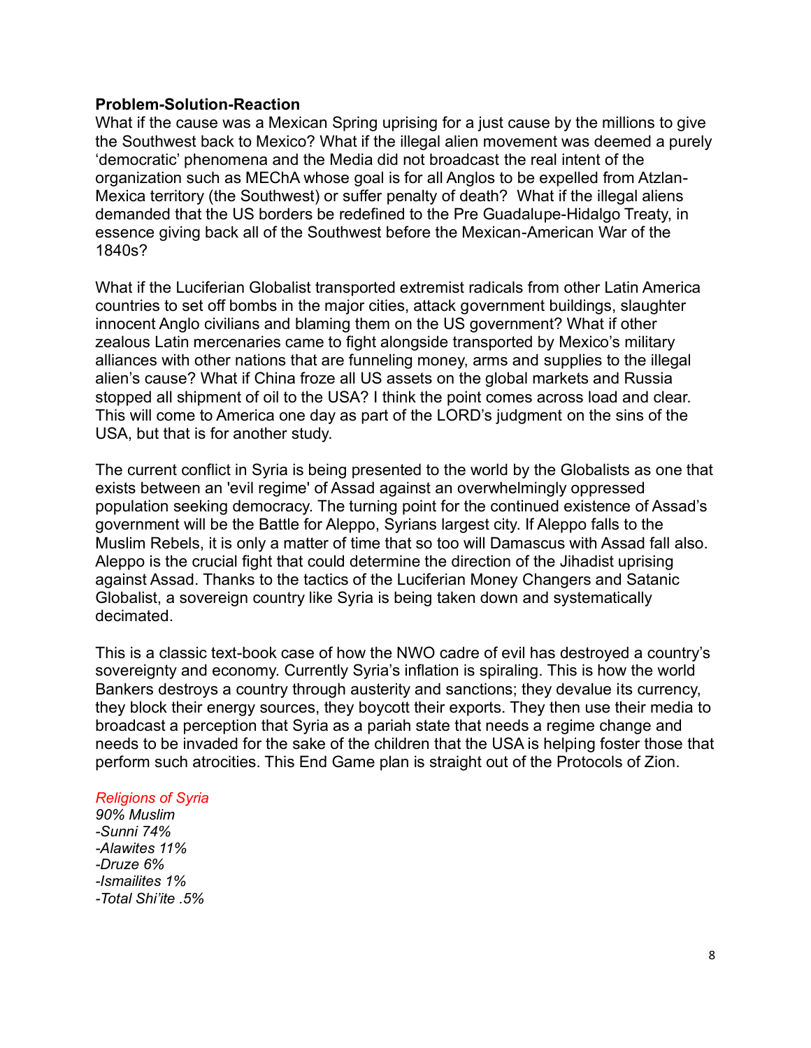**Problem-Solution-Reaction**

What if the cause was a Mexican Spring uprising for a just cause by the millions to give the Southwest back to Mexico? What if the illegal alien movement was deemed a purely 'democratic' phenomena and the Media did not broadcast the real intent of the organization such as MEChA whose goal is for all Anglos to be expelled from Atzlan-Mexica territory (the Southwest) or suffer penalty of death? What if the illegal aliens demanded that the US borders be redefined to the Pre Guadalupe-Hidalgo Treaty, in essence giving back all of the Southwest before the Mexican-American War of the 1840s?

What if the Luciferian Globalist transported extremist radicals from other Latin America countries to set off bombs in the major cities, attack government buildings, slaughter innocent Anglo civilians and blaming them on the US government? What if other zealous Latin mercenaries came to fight alongside transported by Mexico's military alliances with other nations that are funneling money, arms and supplies to the illegal alien's cause? What if China froze all US assets on the global markets and Russia stopped all shipment of oil to the USA? I think the point comes across load and clear. This will come to America one day as part of the LORD's judgment on the sins of the USA, but that is for another study.

The current conflict in Syria is being presented to the world by the Globalists as one that exists between an 'evil regime' of Assad against an overwhelmingly oppressed population seeking democracy. The turning point for the continued existence of Assad's government will be the Battle for Aleppo, Syrians largest city. If Aleppo falls to the Muslim Rebels, it is only a matter of time that so too will Damascus with Assad fall also. Aleppo is the crucial fight that could determine the direction of the Jihadist uprising against Assad. Thanks to the tactics of the Luciferian Money Changers and Satanic Globalist, a sovereign country like Syria is being taken down and systematically decimated.

This is a classic text-book case of how the NWO cadre of evil has destroyed a country's sovereignty and economy. Currently Syria's inflation is spiraling. This is how the world Bankers destroys a country through austerity and sanctions; they devalue its currency, they block their energy sources, they boycott their exports. They then use their media to broadcast a perception that Syria as a pariah state that needs a regime change and needs to be invaded for the sake of the children that the USA is helping foster those that perform such atrocities. This End Game plan is straight out of the Protocols of Zion.

*Religions of Syria*

*90% Muslim*
*-Sunni 74%*
*-Alawites 11%*
*-Druze 6%*
*-Ismailites 1%*
*-Total Shi'ite .5%*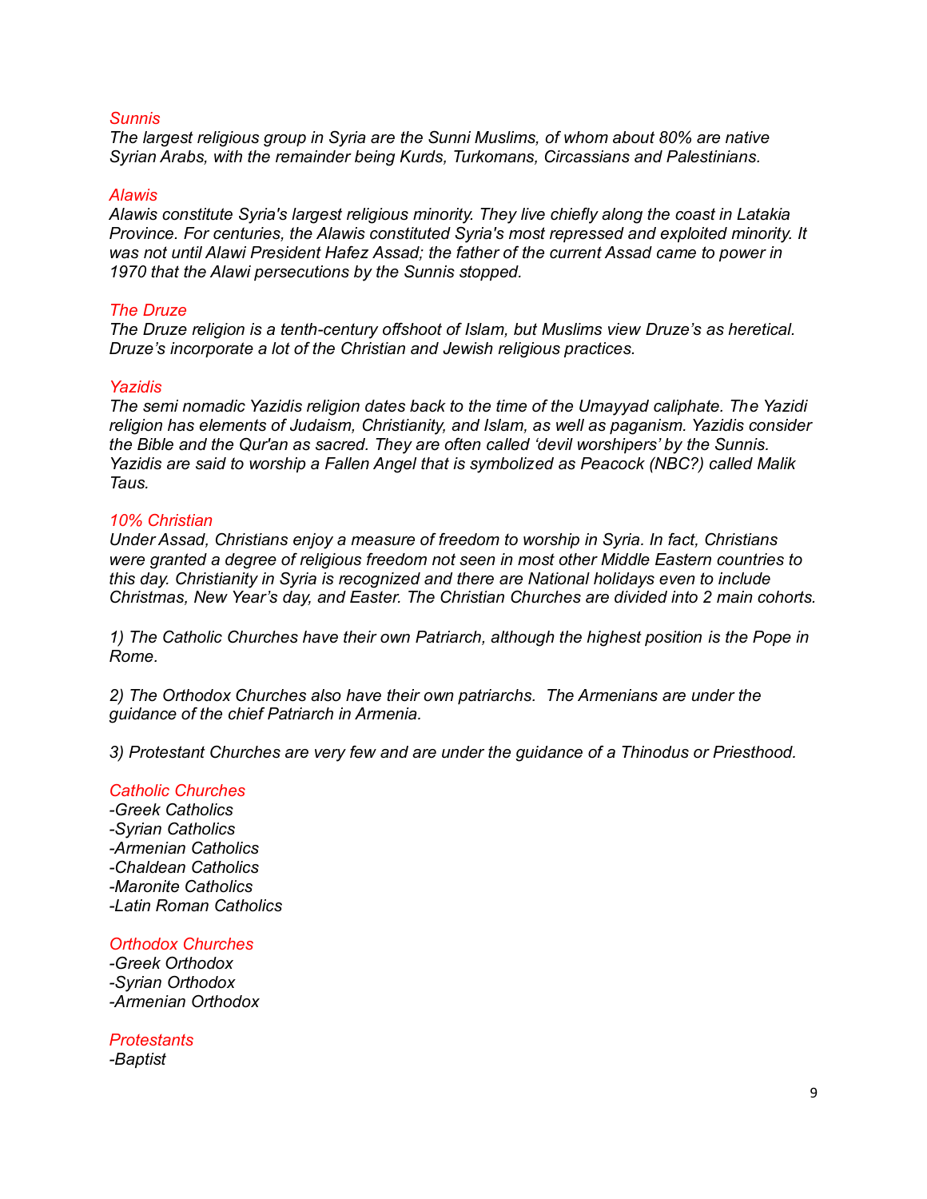### *Sunnis*

*The largest religious group in Syria are the Sunni Muslims, of whom about 80% are native Syrian Arabs, with the remainder being Kurds, Turkomans, Circassians and Palestinians.*

### *Alawis*

*Alawis constitute Syria's largest religious minority. They live chiefly along the coast in Latakia Province. For centuries, the Alawis constituted Syria's most repressed and exploited minority. It was not until Alawi President Hafez Assad; the father of the current Assad came to power in 1970 that the Alawi persecutions by the Sunnis stopped.*

### *The Druze*

*The Druze religion is a tenth-century offshoot of Islam, but Muslims view Druze's as heretical. Druze's incorporate a lot of the Christian and Jewish religious practices.*

### *Yazidis*

*The semi nomadic Yazidis religion dates back to the time of the Umayyad caliphate. The Yazidi religion has elements of Judaism, Christianity, and Islam, as well as paganism. Yazidis consider the Bible and the Qur'an as sacred. They are often called 'devil worshipers' by the Sunnis. Yazidis are said to worship a Fallen Angel that is symbolized as Peacock (NBC?) called Malik Taus.*

### *10% Christian*

*Under Assad, Christians enjoy a measure of freedom to worship in Syria. In fact, Christians were granted a degree of religious freedom not seen in most other Middle Eastern countries to this day. Christianity in Syria is recognized and there are National holidays even to include Christmas, New Year's day, and Easter. The Christian Churches are divided into 2 main cohorts.*

*1) The Catholic Churches have their own Patriarch, although the highest position is the Pope in Rome.*

*2) The Orthodox Churches also have their own patriarchs. The Armenians are under the guidance of the chief Patriarch in Armenia.*

*3) Protestant Churches are very few and are under the guidance of a Thinodus or Priesthood.*

### *Catholic Churches*

*-Greek Catholics*
*-Syrian Catholics*
*-Armenian Catholics*
*-Chaldean Catholics*
*-Maronite Catholics*
*-Latin Roman Catholics*

### *Orthodox Churches*

*-Greek Orthodox*
*-Syrian Orthodox*
*-Armenian Orthodox*

### *Protestants*

*-Baptist*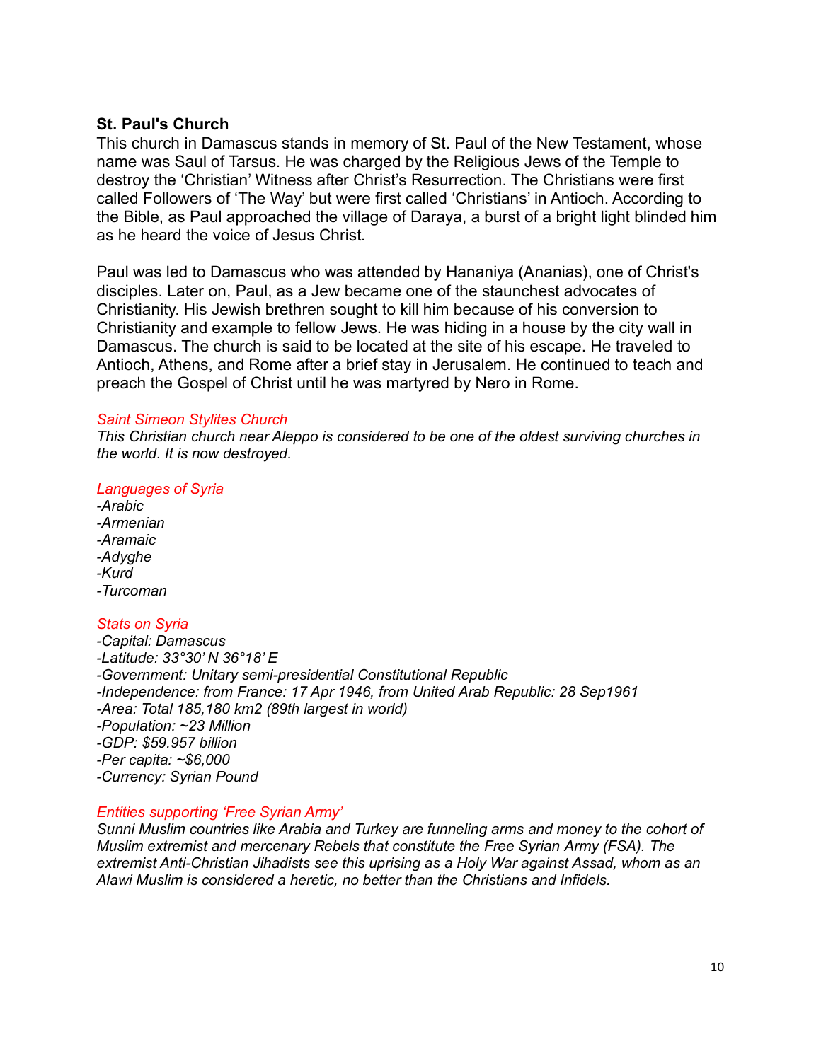**St. Paul's Church**

This church in Damascus stands in memory of St. Paul of the New Testament, whose name was Saul of Tarsus. He was charged by the Religious Jews of the Temple to destroy the 'Christian' Witness after Christ's Resurrection. The Christians were first called Followers of 'The Way' but were first called 'Christians' in Antioch. According to the Bible, as Paul approached the village of Daraya, a burst of a bright light blinded him as he heard the voice of Jesus Christ.

Paul was led to Damascus who was attended by Hananiya (Ananias), one of Christ's disciples. Later on, Paul, as a Jew became one of the staunchest advocates of Christianity. His Jewish brethren sought to kill him because of his conversion to Christianity and example to fellow Jews. He was hiding in a house by the city wall in Damascus. The church is said to be located at the site of his escape. He traveled to Antioch, Athens, and Rome after a brief stay in Jerusalem. He continued to teach and preach the Gospel of Christ until he was martyred by Nero in Rome.

*Saint Simeon Stylites Church*

*This Christian church near Aleppo is considered to be one of the oldest surviving churches in the world. It is now destroyed.*

*Languages of Syria*

*-Arabic*
*-Armenian*
*-Aramaic*
*-Adyghe*
*-Kurd*
*-Turcoman*

*Stats on Syria*

*-Capital: Damascus*
*-Latitude: 33°30' N 36°18' E*
*-Government: Unitary semi-presidential Constitutional Republic*
*-Independence: from France: 17 Apr 1946, from United Arab Republic: 28 Sep1961*
*-Area: Total 185,180 km2 (89th largest in world)*
*-Population: ~23 Million*
*-GDP: $59.957 billion*
*-Per capita: ~$6,000*
*-Currency: Syrian Pound*

*Entities supporting 'Free Syrian Army'*

*Sunni Muslim countries like Arabia and Turkey are funneling arms and money to the cohort of Muslim extremist and mercenary Rebels that constitute the Free Syrian Army (FSA). The extremist Anti-Christian Jihadists see this uprising as a Holy War against Assad, whom as an Alawi Muslim is considered a heretic, no better than the Christians and Infidels.*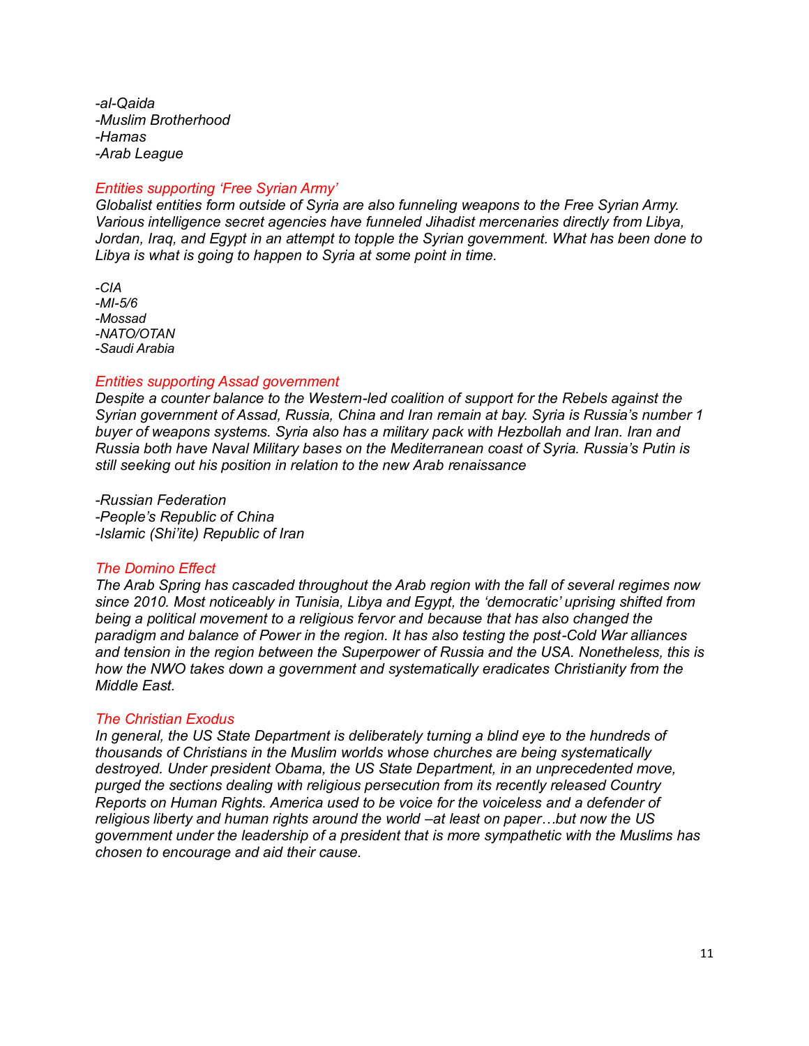*-al-Qaida*
*-Muslim Brotherhood*
*-Hamas*
*-Arab League*

### *Entities supporting 'Free Syrian Army'*

*Globalist entities form outside of Syria are also funneling weapons to the Free Syrian Army. Various intelligence secret agencies have funneled Jihadist mercenaries directly from Libya, Jordan, Iraq, and Egypt in an attempt to topple the Syrian government. What has been done to Libya is what is going to happen to Syria at some point in time.*

*-CIA*
*-MI-5/6*
*-Mossad*
*-NATO/OTAN*
*-Saudi Arabia*

### *Entities supporting Assad government*

*Despite a counter balance to the Western-led coalition of support for the Rebels against the Syrian government of Assad, Russia, China and Iran remain at bay. Syria is Russia's number 1 buyer of weapons systems. Syria also has a military pack with Hezbollah and Iran. Iran and Russia both have Naval Military bases on the Mediterranean coast of Syria. Russia's Putin is still seeking out his position in relation to the new Arab renaissance*

*-Russian Federation*
*-People's Republic of China*
*-Islamic (Shi'ite) Republic of Iran*

### *The Domino Effect*

*The Arab Spring has cascaded throughout the Arab region with the fall of several regimes now since 2010. Most noticeably in Tunisia, Libya and Egypt, the 'democratic' uprising shifted from being a political movement to a religious fervor and because that has also changed the paradigm and balance of Power in the region. It has also testing the post-Cold War alliances and tension in the region between the Superpower of Russia and the USA. Nonetheless, this is how the NWO takes down a government and systematically eradicates Christianity from the Middle East.*

### *The Christian Exodus*

*In general, the US State Department is deliberately turning a blind eye to the hundreds of thousands of Christians in the Muslim worlds whose churches are being systematically destroyed. Under president Obama, the US State Department, in an unprecedented move, purged the sections dealing with religious persecution from its recently released Country Reports on Human Rights. America used to be voice for the voiceless and a defender of religious liberty and human rights around the world –at least on paper…but now the US government under the leadership of a president that is more sympathetic with the Muslims has chosen to encourage and aid their cause.*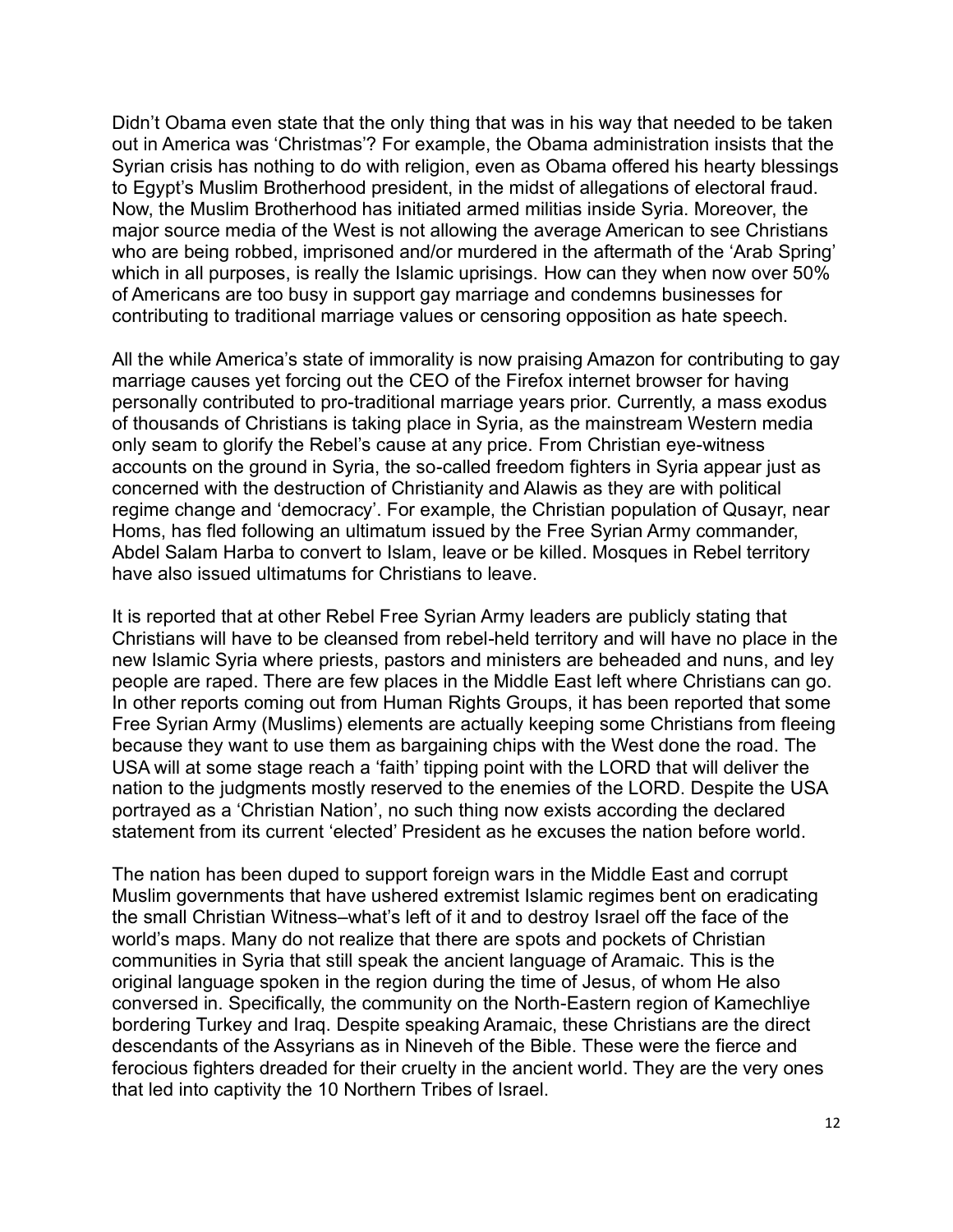Didn't Obama even state that the only thing that was in his way that needed to be taken out in America was 'Christmas'? For example, the Obama administration insists that the Syrian crisis has nothing to do with religion, even as Obama offered his hearty blessings to Egypt's Muslim Brotherhood president, in the midst of allegations of electoral fraud. Now, the Muslim Brotherhood has initiated armed militias inside Syria. Moreover, the major source media of the West is not allowing the average American to see Christians who are being robbed, imprisoned and/or murdered in the aftermath of the 'Arab Spring' which in all purposes, is really the Islamic uprisings. How can they when now over 50% of Americans are too busy in support gay marriage and condemns businesses for contributing to traditional marriage values or censoring opposition as hate speech.

All the while America's state of immorality is now praising Amazon for contributing to gay marriage causes yet forcing out the CEO of the Firefox internet browser for having personally contributed to pro-traditional marriage years prior. Currently, a mass exodus of thousands of Christians is taking place in Syria, as the mainstream Western media only seam to glorify the Rebel's cause at any price. From Christian eye-witness accounts on the ground in Syria, the so-called freedom fighters in Syria appear just as concerned with the destruction of Christianity and Alawis as they are with political regime change and 'democracy'. For example, the Christian population of Qusayr, near Homs, has fled following an ultimatum issued by the Free Syrian Army commander, Abdel Salam Harba to convert to Islam, leave or be killed. Mosques in Rebel territory have also issued ultimatums for Christians to leave.

It is reported that at other Rebel Free Syrian Army leaders are publicly stating that Christians will have to be cleansed from rebel-held territory and will have no place in the new Islamic Syria where priests, pastors and ministers are beheaded and nuns, and ley people are raped. There are few places in the Middle East left where Christians can go. In other reports coming out from Human Rights Groups, it has been reported that some Free Syrian Army (Muslims) elements are actually keeping some Christians from fleeing because they want to use them as bargaining chips with the West done the road. The USA will at some stage reach a 'faith' tipping point with the LORD that will deliver the nation to the judgments mostly reserved to the enemies of the LORD. Despite the USA portrayed as a 'Christian Nation', no such thing now exists according the declared statement from its current 'elected' President as he excuses the nation before world.

The nation has been duped to support foreign wars in the Middle East and corrupt Muslim governments that have ushered extremist Islamic regimes bent on eradicating the small Christian Witness–what's left of it and to destroy Israel off the face of the world's maps. Many do not realize that there are spots and pockets of Christian communities in Syria that still speak the ancient language of Aramaic. This is the original language spoken in the region during the time of Jesus, of whom He also conversed in. Specifically, the community on the North-Eastern region of Kamechliye bordering Turkey and Iraq. Despite speaking Aramaic, these Christians are the direct descendants of the Assyrians as in Nineveh of the Bible. These were the fierce and ferocious fighters dreaded for their cruelty in the ancient world. They are the very ones that led into captivity the 10 Northern Tribes of Israel.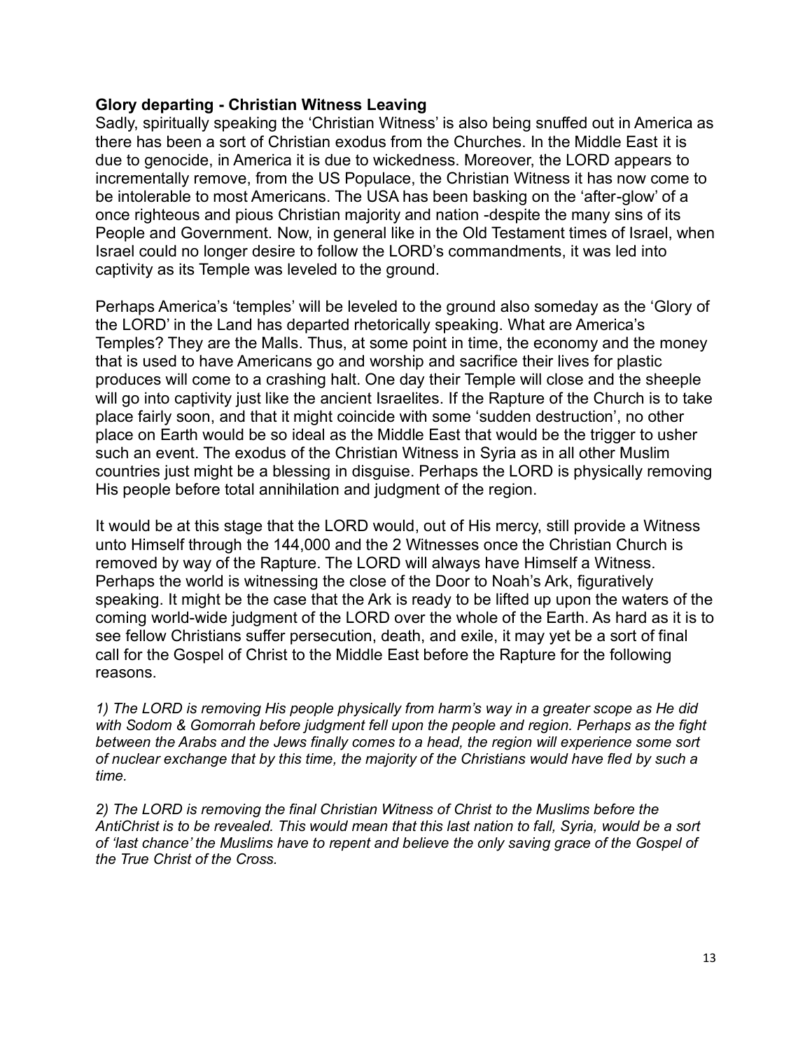**Glory departing - Christian Witness Leaving**

Sadly, spiritually speaking the 'Christian Witness' is also being snuffed out in America as there has been a sort of Christian exodus from the Churches. In the Middle East it is due to genocide, in America it is due to wickedness. Moreover, the LORD appears to incrementally remove, from the US Populace, the Christian Witness it has now come to be intolerable to most Americans. The USA has been basking on the 'after-glow' of a once righteous and pious Christian majority and nation -despite the many sins of its People and Government. Now, in general like in the Old Testament times of Israel, when Israel could no longer desire to follow the LORD's commandments, it was led into captivity as its Temple was leveled to the ground.

Perhaps America's 'temples' will be leveled to the ground also someday as the 'Glory of the LORD' in the Land has departed rhetorically speaking. What are America's Temples? They are the Malls. Thus, at some point in time, the economy and the money that is used to have Americans go and worship and sacrifice their lives for plastic produces will come to a crashing halt. One day their Temple will close and the sheeple will go into captivity just like the ancient Israelites. If the Rapture of the Church is to take place fairly soon, and that it might coincide with some 'sudden destruction', no other place on Earth would be so ideal as the Middle East that would be the trigger to usher such an event. The exodus of the Christian Witness in Syria as in all other Muslim countries just might be a blessing in disguise. Perhaps the LORD is physically removing His people before total annihilation and judgment of the region.

It would be at this stage that the LORD would, out of His mercy, still provide a Witness unto Himself through the 144,000 and the 2 Witnesses once the Christian Church is removed by way of the Rapture. The LORD will always have Himself a Witness. Perhaps the world is witnessing the close of the Door to Noah's Ark, figuratively speaking. It might be the case that the Ark is ready to be lifted up upon the waters of the coming world-wide judgment of the LORD over the whole of the Earth. As hard as it is to see fellow Christians suffer persecution, death, and exile, it may yet be a sort of final call for the Gospel of Christ to the Middle East before the Rapture for the following reasons.

*1) The LORD is removing His people physically from harm's way in a greater scope as He did with Sodom & Gomorrah before judgment fell upon the people and region. Perhaps as the fight between the Arabs and the Jews finally comes to a head, the region will experience some sort of nuclear exchange that by this time, the majority of the Christians would have fled by such a time.*

*2) The LORD is removing the final Christian Witness of Christ to the Muslims before the AntiChrist is to be revealed. This would mean that this last nation to fall, Syria, would be a sort of 'last chance' the Muslims have to repent and believe the only saving grace of the Gospel of the True Christ of the Cross.*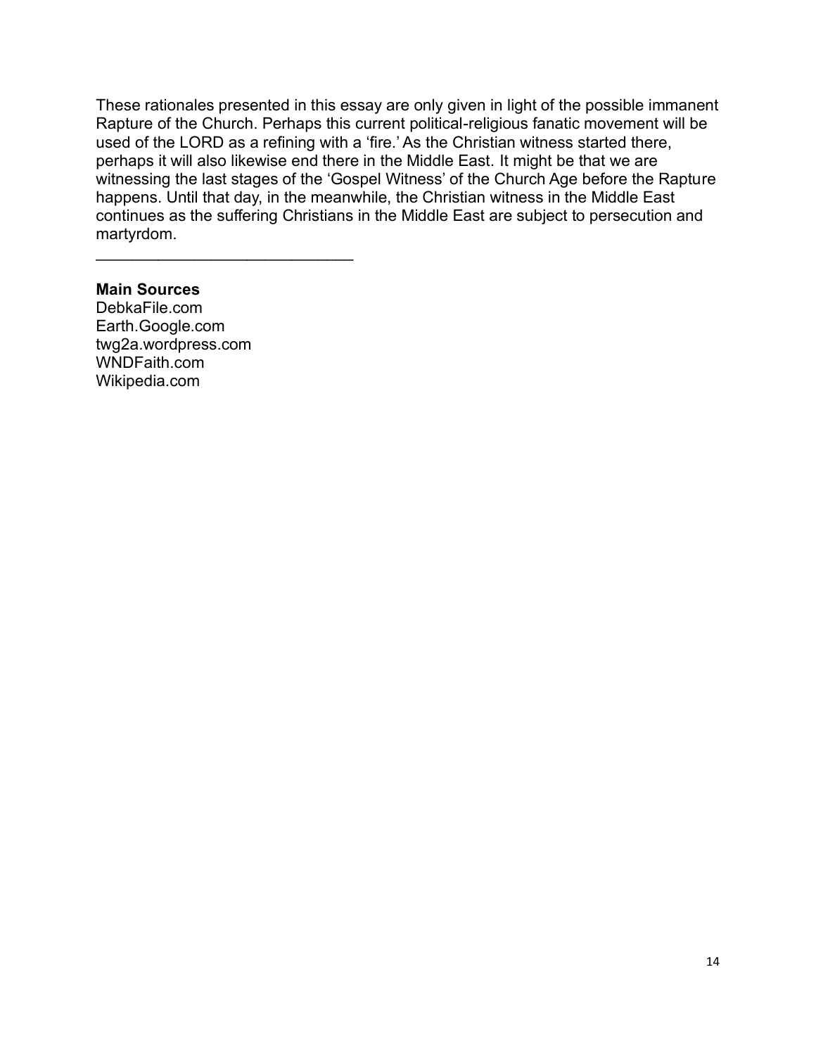These rationales presented in this essay are only given in light of the possible immanent Rapture of the Church. Perhaps this current political-religious fanatic movement will be used of the LORD as a refining with a 'fire.' As the Christian witness started there, perhaps it will also likewise end there in the Middle East. It might be that we are witnessing the last stages of the 'Gospel Witness' of the Church Age before the Rapture happens. Until that day, in the meanwhile, the Christian witness in the Middle East continues as the suffering Christians in the Middle East are subject to persecution and martyrdom.

______________________________

**Main Sources**
DebkaFile.com
Earth.Google.com
twg2a.wordpress.com
WNDFaith.com
Wikipedia.com